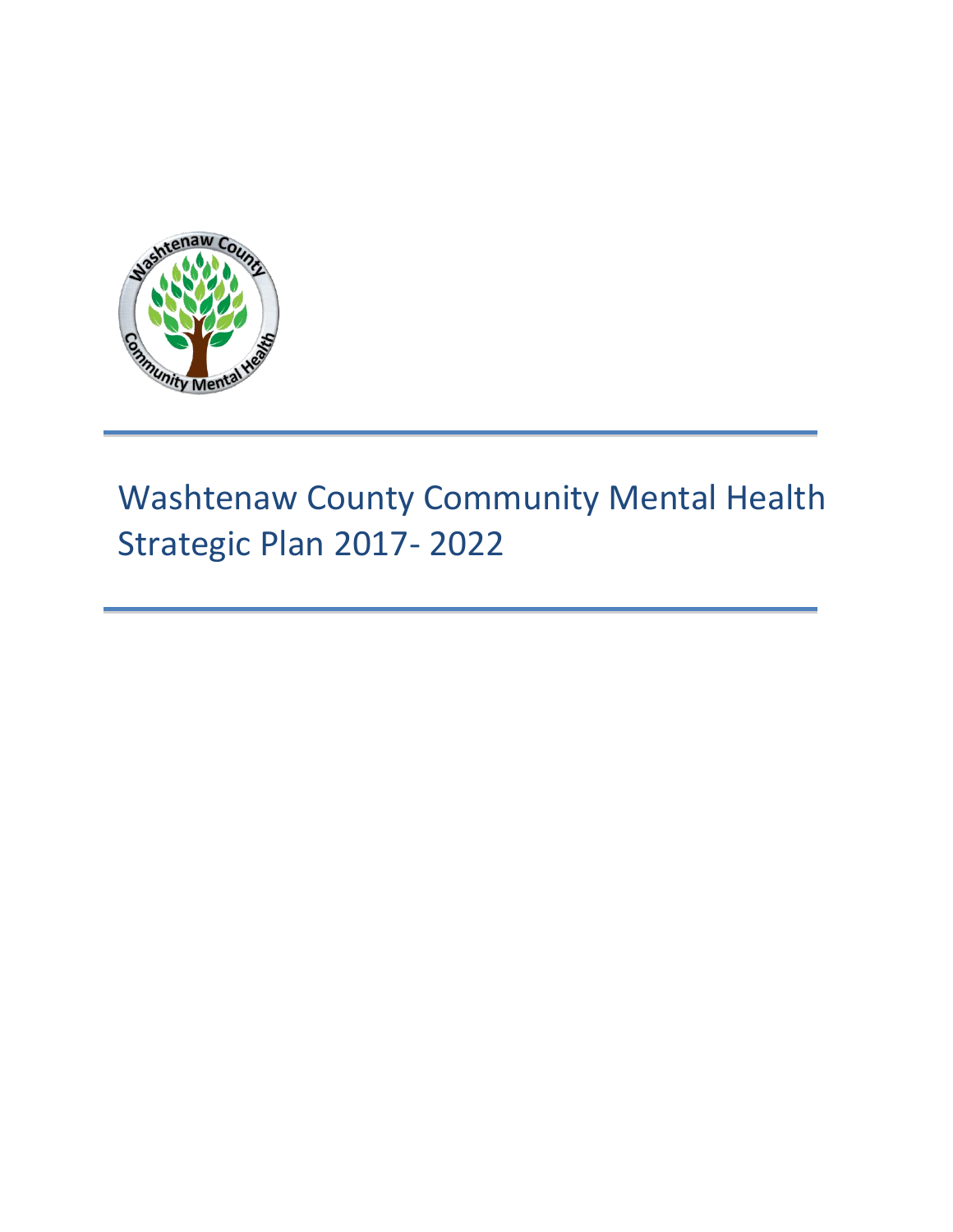# Washtenaw County Community Mental Health Strategic Plan 2017- 2022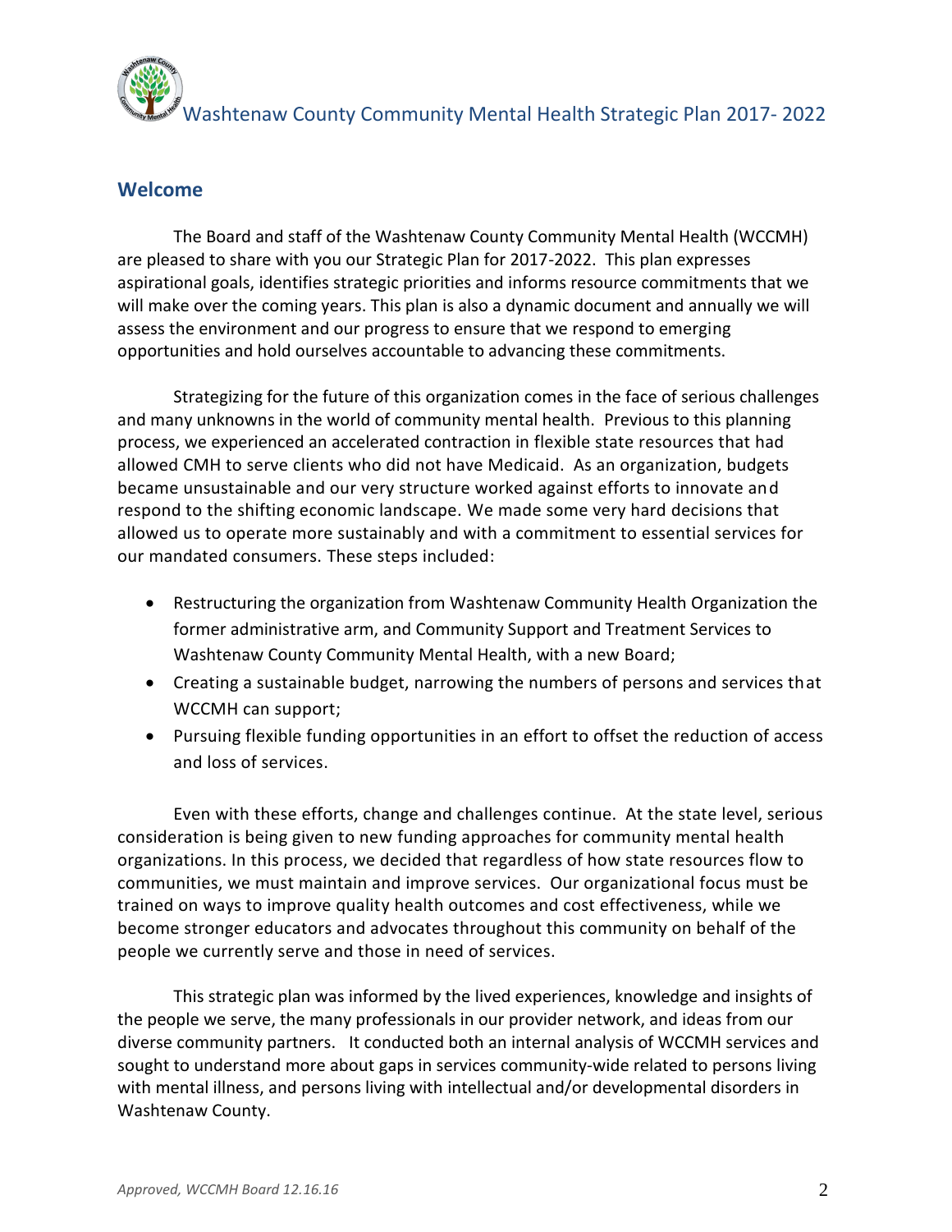## Welcome

The Board and staff of the Washtenaw County Community Mental Health (WCCMH) are pleased to share with you our Strategic Plan for 2017-2022. This plan expresses aspirational goals, identifies strategic priorities and informs resource commitments that we will make over the coming years. This plan is also a dynamic document and annually we will assess the environment and our progress to ensure that we respond to emerging opportunities and hold ourselves accountable to advancing these commitments.

Strategizing for the future of this organization comes in the face of serious challenges and many unknowns in the world of community mental health. Previous to this planning process, we experienced an accelerated contraction in flexible state resources that had allowed CMH to serve clients who did not have Medicaid. As an organization, budgets became unsustainable and our very structure worked against efforts to innovate and respond to the shifting economic landscape. We made some very hard decisions that allowed us to operate more sustainably and with a commitment to essential services for our mandated consumers. These steps included:

- Restructuring the organization from Washtenaw Community Health Organization the former administrative arm, and Community Support and Treatment Services to Washtenaw County Community Mental Health, with a new Board;
- Creating a sustainable budget, narrowing the numbers of persons and services that WCCMH can support;
- Pursuing flexible funding opportunities in an effort to offset the reduction of access and loss of services.

Even with these efforts, change and challenges continue. At the state level, serious consideration is being given to new funding approaches for community mental health organizations. In this process, we decided that regardless of how state resources flow to communities, we must maintain and improve services. Our organizational focus must be trained on ways to improve quality health outcomes and cost effectiveness, while we become stronger educators and advocates throughout this community on behalf of the people we currently serve and those in need of services.

This strategic plan was informed by the lived experiences, knowledge and insights of the people we serve, the many professionals in our provider network, and ideas from our diverse community partners. It conducted both an internal analysis of WCCMH services and sought to understand more about gaps in services community-wide related to persons living with mental illness, and persons living with intellectual and/or developmental disorders in Washtenaw County.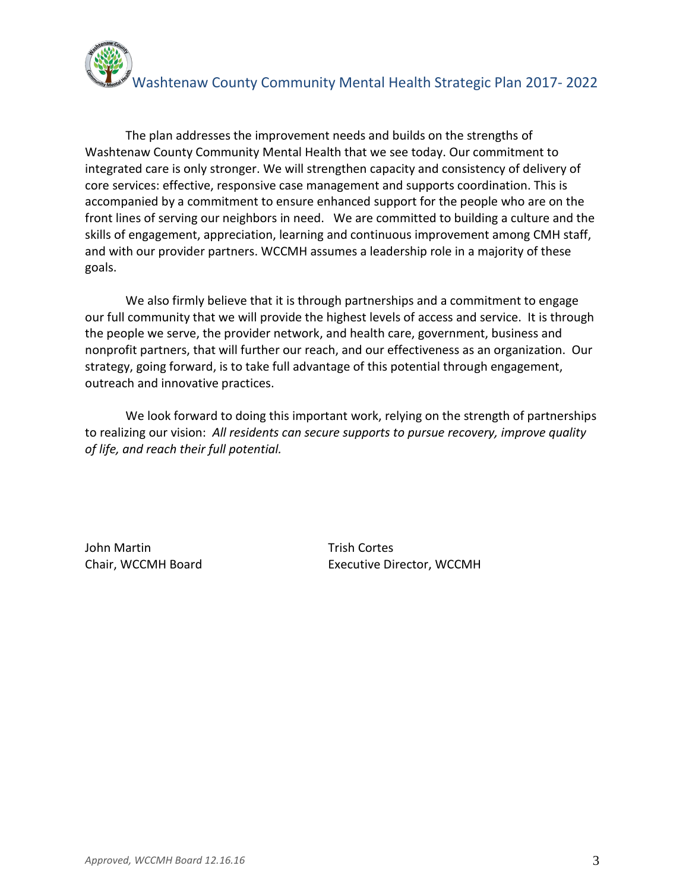The plan addresses the improvement needs and builds on the strengths of Washtenaw County Community Mental Health that we see today. Our commitment to integrated care is only stronger. We will strengthen capacity and consistency of delivery of core services: effective, responsive case management and supports coordination. This is accompanied by a commitment to ensure enhanced support for the people who are on the front lines of serving our neighbors in need. We are committed to building a culture and the skills of engagement, appreciation, learning and continuous improvement among CMH staff, and with our provider partners. WCCMH assumes a leadership role in a majority of these goals.

We also firmly believe that it is through partnerships and a commitment to engage our full community that we will provide the highest levels of access and service. It is through the people we serve, the provider network, and health care, government, business and nonprofit partners, that will further our reach, and our effectiveness as an organization. Our strategy, going forward, is to take full advantage of this potential through engagement, outreach and innovative practices.

We look forward to doing this important work, relying on the strength of partnerships to realizing our vision: *All residents can secure supports to pursue recovery, improve quality of life, and reach their full potential.*

John Martin
Chair, WCCMH Board

Trish Cortes
Executive Director, WCCMH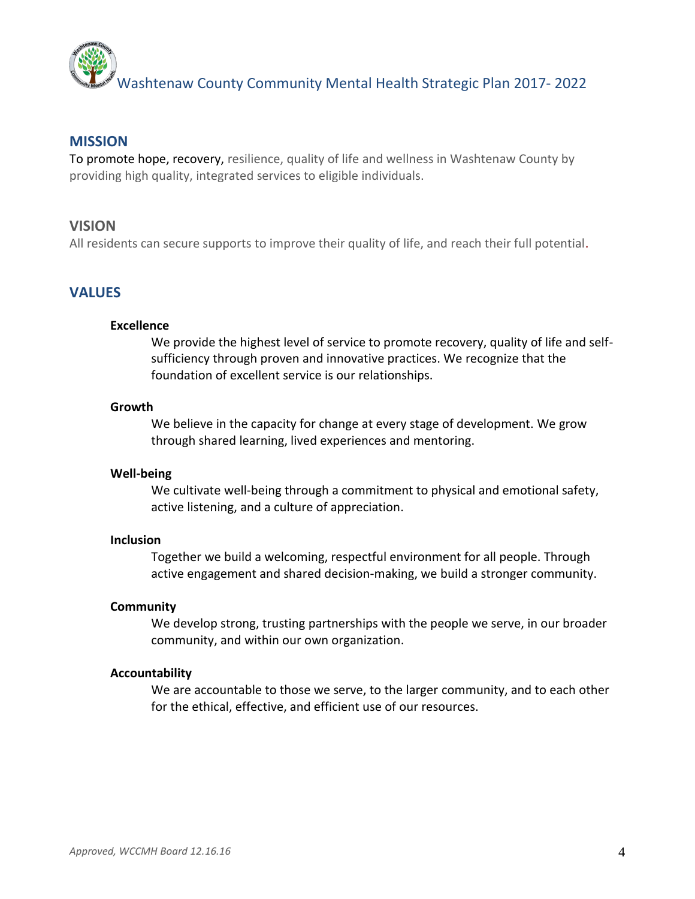## MISSION

To promote hope, recovery, resilience, quality of life and wellness in Washtenaw County by providing high quality, integrated services to eligible individuals.

## VISION

All residents can secure supports to improve their quality of life, and reach their full potential.

## VALUES

**Excellence**

We provide the highest level of service to promote recovery, quality of life and self-sufficiency through proven and innovative practices. We recognize that the foundation of excellent service is our relationships.

**Growth**

We believe in the capacity for change at every stage of development. We grow through shared learning, lived experiences and mentoring.

**Well-being**

We cultivate well-being through a commitment to physical and emotional safety, active listening, and a culture of appreciation.

**Inclusion**

Together we build a welcoming, respectful environment for all people. Through active engagement and shared decision-making, we build a stronger community.

**Community**

We develop strong, trusting partnerships with the people we serve, in our broader community, and within our own organization.

**Accountability**

We are accountable to those we serve, to the larger community, and to each other for the ethical, effective, and efficient use of our resources.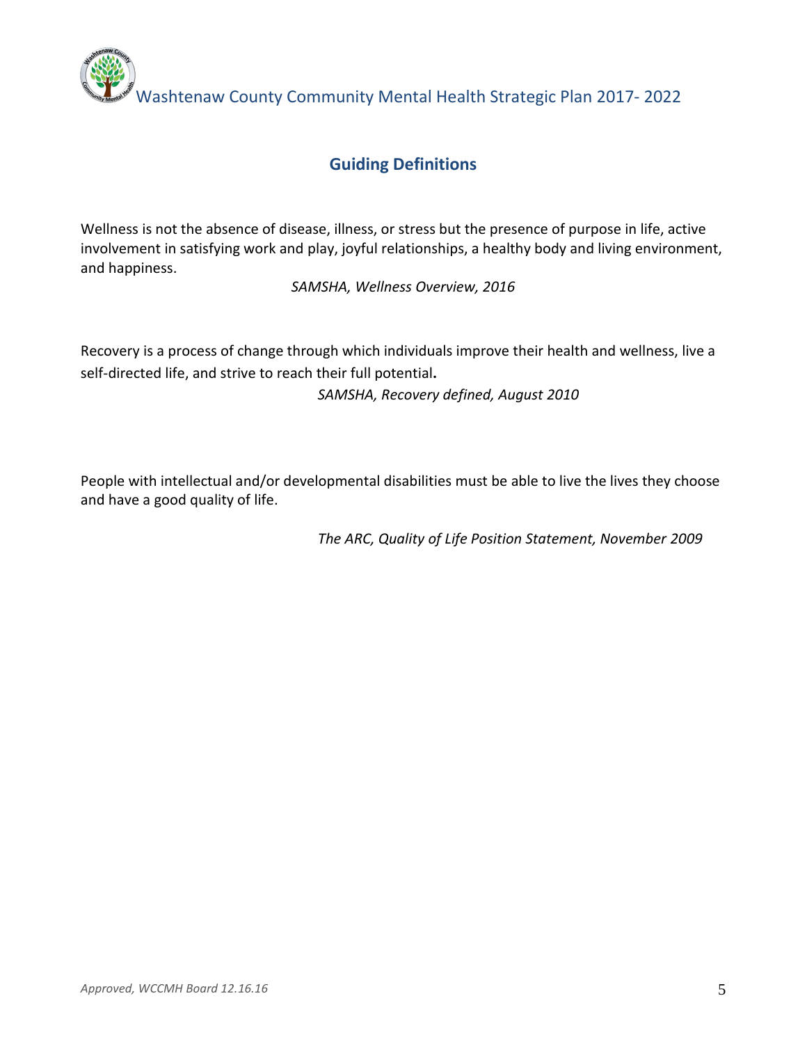## Guiding Definitions

Wellness is not the absence of disease, illness, or stress but the presence of purpose in life, active involvement in satisfying work and play, joyful relationships, a healthy body and living environment, and happiness.

*SAMSHA, Wellness Overview, 2016*

Recovery is a process of change through which individuals improve their health and wellness, live a self-directed life, and strive to reach their full potential.

*SAMSHA, Recovery defined, August 2010*

People with intellectual and/or developmental disabilities must be able to live the lives they choose and have a good quality of life.

*The ARC, Quality of Life Position Statement, November 2009*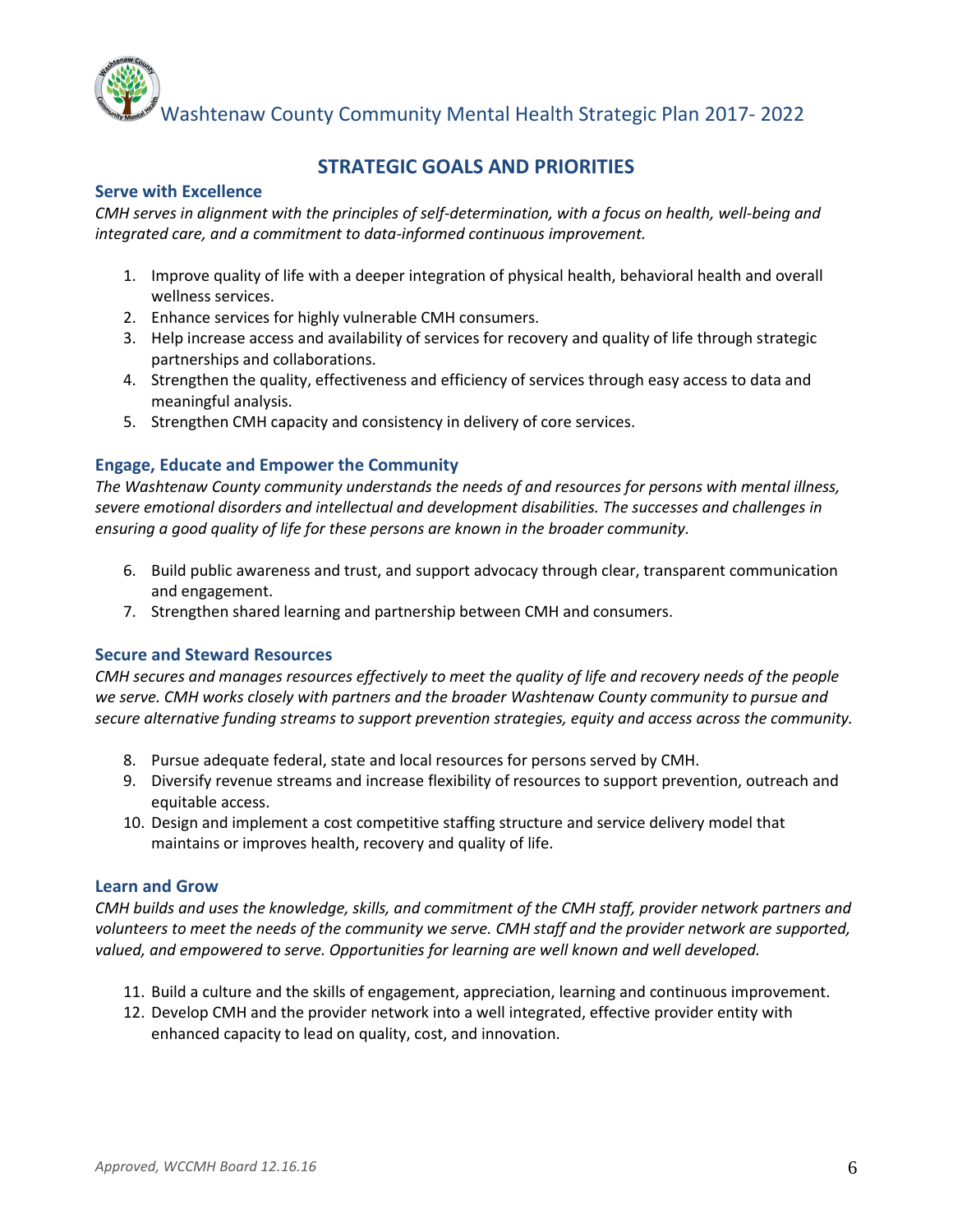## STRATEGIC GOALS AND PRIORITIES

### Serve with Excellence

*CMH serves in alignment with the principles of self-determination, with a focus on health, well-being and integrated care, and a commitment to data-informed continuous improvement.*

1. Improve quality of life with a deeper integration of physical health, behavioral health and overall wellness services.
2. Enhance services for highly vulnerable CMH consumers.
3. Help increase access and availability of services for recovery and quality of life through strategic partnerships and collaborations.
4. Strengthen the quality, effectiveness and efficiency of services through easy access to data and meaningful analysis.
5. Strengthen CMH capacity and consistency in delivery of core services.

### Engage, Educate and Empower the Community

*The Washtenaw County community understands the needs of and resources for persons with mental illness, severe emotional disorders and intellectual and development disabilities. The successes and challenges in ensuring a good quality of life for these persons are known in the broader community.*

6. Build public awareness and trust, and support advocacy through clear, transparent communication and engagement.
7. Strengthen shared learning and partnership between CMH and consumers.

### Secure and Steward Resources

*CMH secures and manages resources effectively to meet the quality of life and recovery needs of the people we serve. CMH works closely with partners and the broader Washtenaw County community to pursue and secure alternative funding streams to support prevention strategies, equity and access across the community.*

8. Pursue adequate federal, state and local resources for persons served by CMH.
9. Diversify revenue streams and increase flexibility of resources to support prevention, outreach and equitable access.
10. Design and implement a cost competitive staffing structure and service delivery model that maintains or improves health, recovery and quality of life.

### Learn and Grow

*CMH builds and uses the knowledge, skills, and commitment of the CMH staff, provider network partners and volunteers to meet the needs of the community we serve. CMH staff and the provider network are supported, valued, and empowered to serve. Opportunities for learning are well known and well developed.*

11. Build a culture and the skills of engagement, appreciation, learning and continuous improvement.
12. Develop CMH and the provider network into a well integrated, effective provider entity with enhanced capacity to lead on quality, cost, and innovation.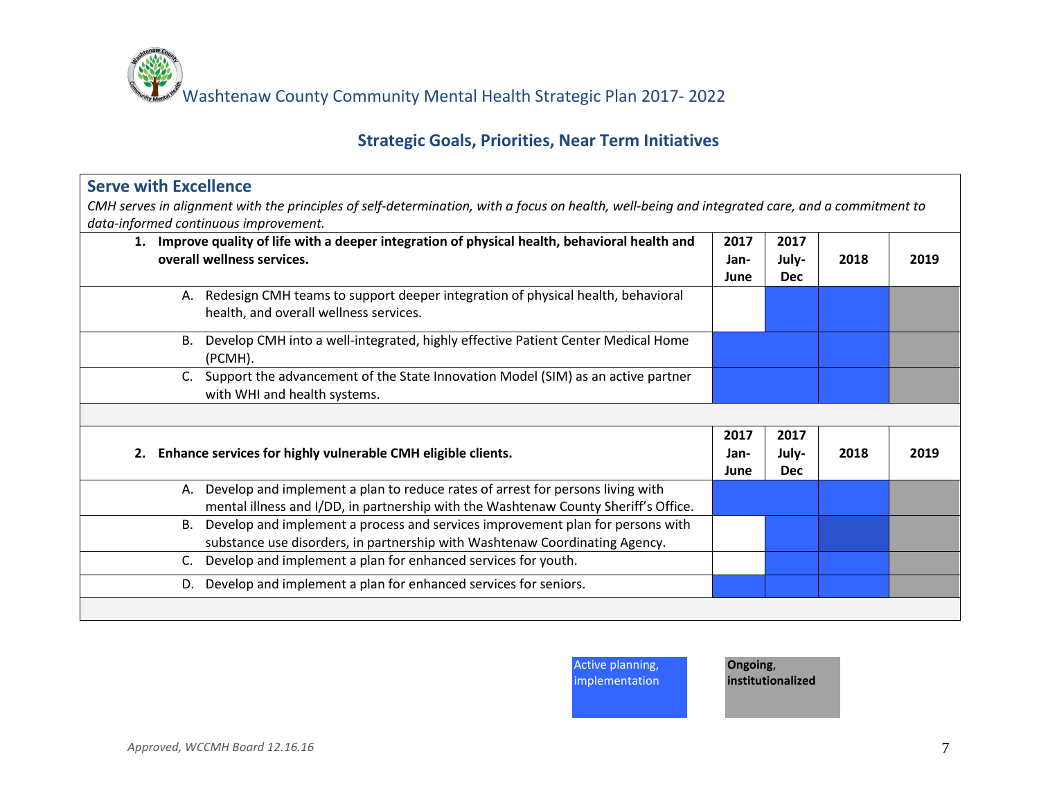# Washtenaw County Community Mental Health Strategic Plan 2017- 2022

## Strategic Goals, Priorities, Near Term Initiatives

### Serve with Excellence

*CMH serves in alignment with the principles of self-determination, with a focus on health, well-being and integrated care, and a commitment to data-informed continuous improvement.*

| **1. Improve quality of life with a deeper integration of physical health, behavioral health and overall wellness services.** | **2017 Jan-June** | **2017 July-Dec** | **2018** | **2019** |
|---|---|---|---|---|
| A. Redesign CMH teams to support deeper integration of physical health, behavioral health, and overall wellness services. | | Active planning, implementation | Active planning, implementation | Ongoing, institutionalized |
| B. Develop CMH into a well-integrated, highly effective Patient Center Medical Home (PCMH). | Active planning, implementation | Active planning, implementation | Active planning, implementation | Ongoing, institutionalized |
| C. Support the advancement of the State Innovation Model (SIM) as an active partner with WHI and health systems. | Active planning, implementation | Active planning, implementation | Active planning, implementation | Ongoing, institutionalized |

| **2. Enhance services for highly vulnerable CMH eligible clients.** | **2017 Jan-June** | **2017 July-Dec** | **2018** | **2019** |
|---|---|---|---|---|
| A. Develop and implement a plan to reduce rates of arrest for persons living with mental illness and I/DD, in partnership with the Washtenaw County Sheriff's Office. | Active planning, implementation | Active planning, implementation | Active planning, implementation | Ongoing, institutionalized |
| B. Develop and implement a process and services improvement plan for persons with substance use disorders, in partnership with Washtenaw Coordinating Agency. | | Active planning, implementation | Active planning, implementation | Ongoing, institutionalized |
| C. Develop and implement a plan for enhanced services for youth. | | Active planning, implementation | Active planning, implementation | Ongoing, institutionalized |
| D. Develop and implement a plan for enhanced services for seniors. | Active planning, implementation | Active planning, implementation | Active planning, implementation | Ongoing, institutionalized |

Legend: Active planning, implementation (blue) | **Ongoing, institutionalized** (gray)

*Approved, WCCMH Board 12.16.16*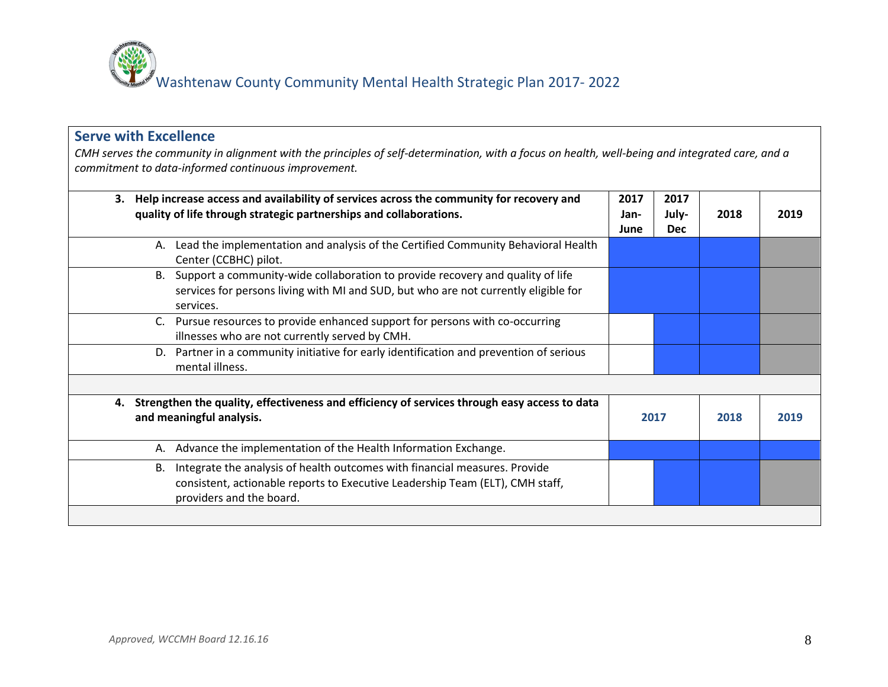## Serve with Excellence

*CMH serves the community in alignment with the principles of self-determination, with a focus on health, well-being and integrated care, and a commitment to data-informed continuous improvement.*

| 3. Help increase access and availability of services across the community for recovery and quality of life through strategic partnerships and collaborations. | 2017 Jan-June | 2017 July-Dec | 2018 | 2019 |
|---|---|---|---|---|
| A. Lead the implementation and analysis of the Certified Community Behavioral Health Center (CCBHC) pilot. | | | | |
| B. Support a community-wide collaboration to provide recovery and quality of life services for persons living with MI and SUD, but who are not currently eligible for services. | | | | |
| C. Pursue resources to provide enhanced support for persons with co-occurring illnesses who are not currently served by CMH. | | | | |
| D. Partner in a community initiative for early identification and prevention of serious mental illness. | | | | |

| 4. Strengthen the quality, effectiveness and efficiency of services through easy access to data and meaningful analysis. | 2017 | | 2018 | 2019 |
|---|---|---|---|---|
| A. Advance the implementation of the Health Information Exchange. | | | | |
| B. Integrate the analysis of health outcomes with financial measures. Provide consistent, actionable reports to Executive Leadership Team (ELT), CMH staff, providers and the board. | | | | |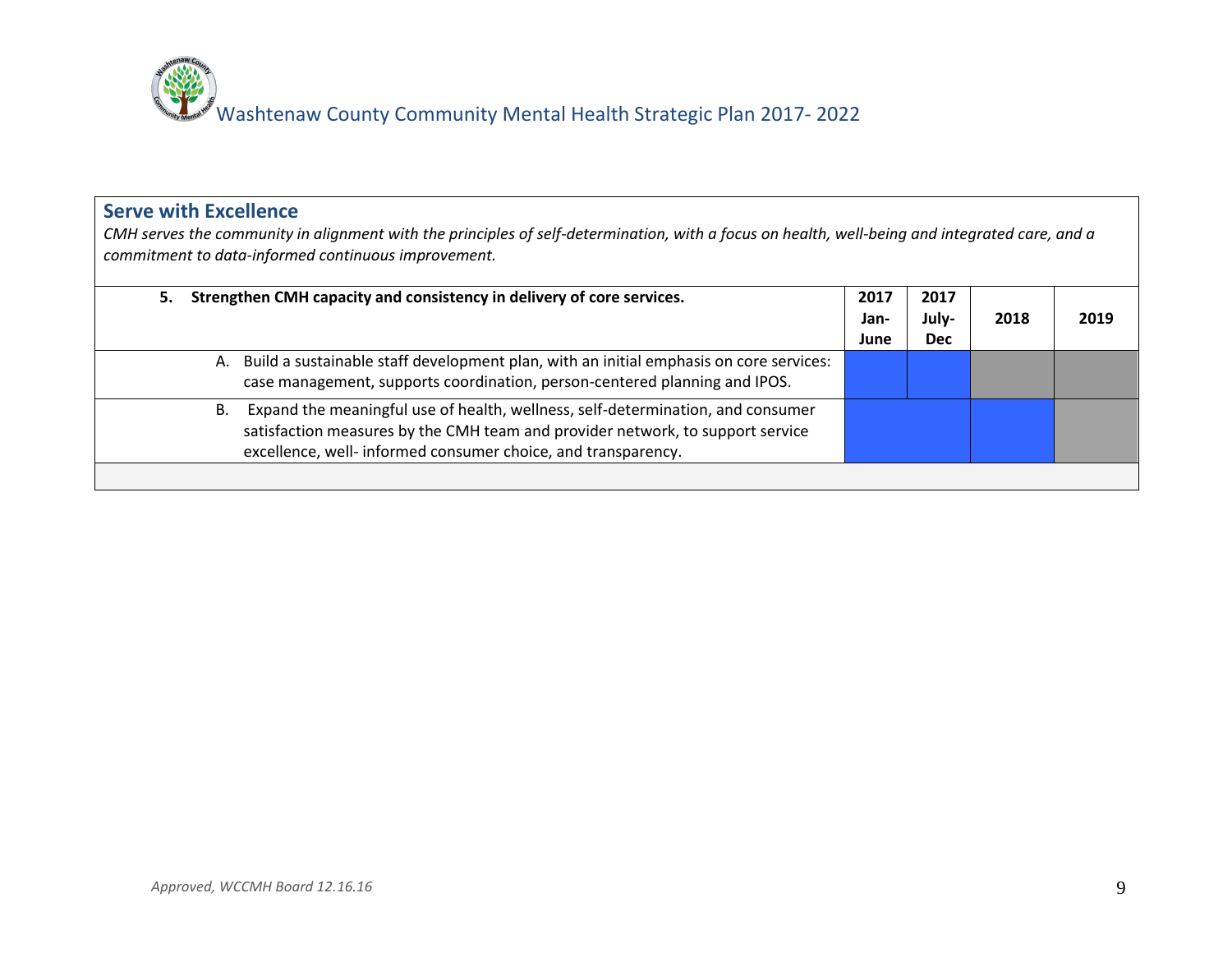## Serve with Excellence

*CMH serves the community in alignment with the principles of self-determination, with a focus on health, well-being and integrated care, and a commitment to data-informed continuous improvement.*

| 5. Strengthen CMH capacity and consistency in delivery of core services. | 2017 Jan-June | 2017 July-Dec | 2018 | 2019 |
|---|---|---|---|---|
| A. Build a sustainable staff development plan, with an initial emphasis on core services: case management, supports coordination, person-centered planning and IPOS. | | | | |
| B. Expand the meaningful use of health, wellness, self-determination, and consumer satisfaction measures by the CMH team and provider network, to support service excellence, well- informed consumer choice, and transparency. | | | | |

*Approved, WCCMH Board 12.16.16*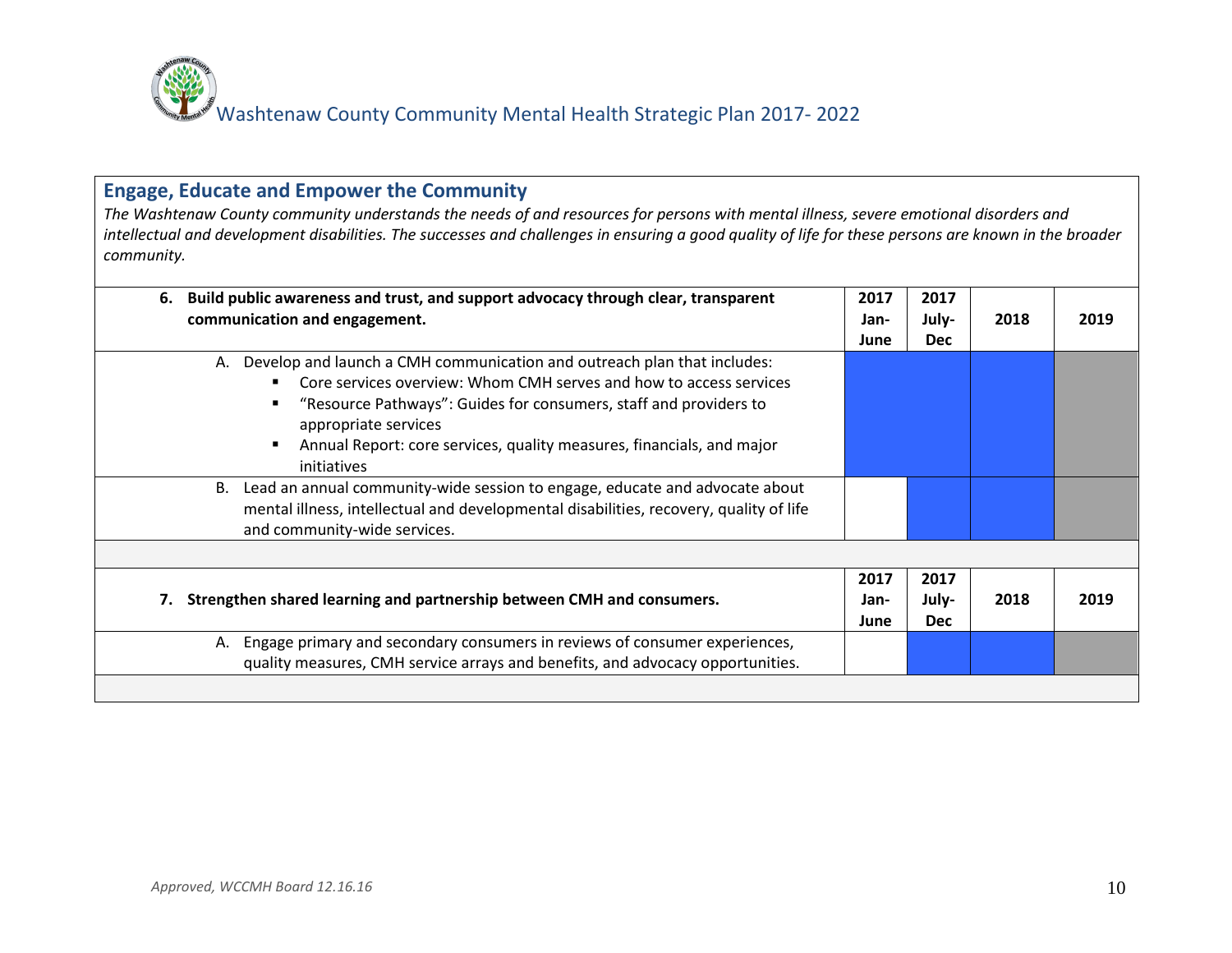## Engage, Educate and Empower the Community

*The Washtenaw County community understands the needs of and resources for persons with mental illness, severe emotional disorders and intellectual and development disabilities. The successes and challenges in ensuring a good quality of life for these persons are known in the broader community.*

| 6. Build public awareness and trust, and support advocacy through clear, transparent communication and engagement. | 2017 Jan-June | 2017 July-Dec | 2018 | 2019 |
|---|---|---|---|---|
| A. Develop and launch a CMH communication and outreach plan that includes:<br>▪ Core services overview: Whom CMH serves and how to access services<br>▪ "Resource Pathways": Guides for consumers, staff and providers to appropriate services<br>▪ Annual Report: core services, quality measures, financials, and major initiatives | | | | |
| B. Lead an annual community-wide session to engage, educate and advocate about mental illness, intellectual and developmental disabilities, recovery, quality of life and community-wide services. | | | | |

| 7. Strengthen shared learning and partnership between CMH and consumers. | 2017 Jan-June | 2017 July-Dec | 2018 | 2019 |
|---|---|---|---|---|
| A. Engage primary and secondary consumers in reviews of consumer experiences, quality measures, CMH service arrays and benefits, and advocacy opportunities. | | | | |

*Approved, WCCMH Board 12.16.16*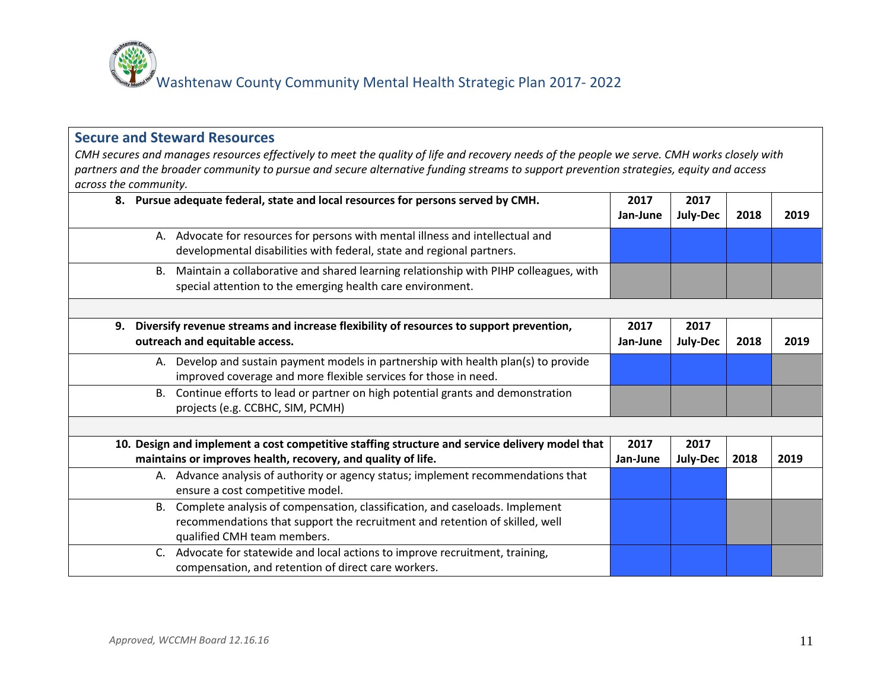## Secure and Steward Resources

*CMH secures and manages resources effectively to meet the quality of life and recovery needs of the people we serve. CMH works closely with partners and the broader community to pursue and secure alternative funding streams to support prevention strategies, equity and access across the community.*

| **8. Pursue adequate federal, state and local resources for persons served by CMH.** | **2017 Jan-June** | **2017 July-Dec** | **2018** | **2019** |
|---|---|---|---|---|
| A. Advocate for resources for persons with mental illness and intellectual and developmental disabilities with federal, state and regional partners. | | | | |
| B. Maintain a collaborative and shared learning relationship with PIHP colleagues, with special attention to the emerging health care environment. | | | | |

| **9. Diversify revenue streams and increase flexibility of resources to support prevention, outreach and equitable access.** | **2017 Jan-June** | **2017 July-Dec** | **2018** | **2019** |
|---|---|---|---|---|
| A. Develop and sustain payment models in partnership with health plan(s) to provide improved coverage and more flexible services for those in need. | | | | |
| B. Continue efforts to lead or partner on high potential grants and demonstration projects (e.g. CCBHC, SIM, PCMH) | | | | |

| **10. Design and implement a cost competitive staffing structure and service delivery model that maintains or improves health, recovery, and quality of life.** | **2017 Jan-June** | **2017 July-Dec** | **2018** | **2019** |
|---|---|---|---|---|
| A. Advance analysis of authority or agency status; implement recommendations that ensure a cost competitive model. | | | | |
| B. Complete analysis of compensation, classification, and caseloads. Implement recommendations that support the recruitment and retention of skilled, well qualified CMH team members. | | | | |
| C. Advocate for statewide and local actions to improve recruitment, training, compensation, and retention of direct care workers. | | | | |

*Approved, WCCMH Board 12.16.16*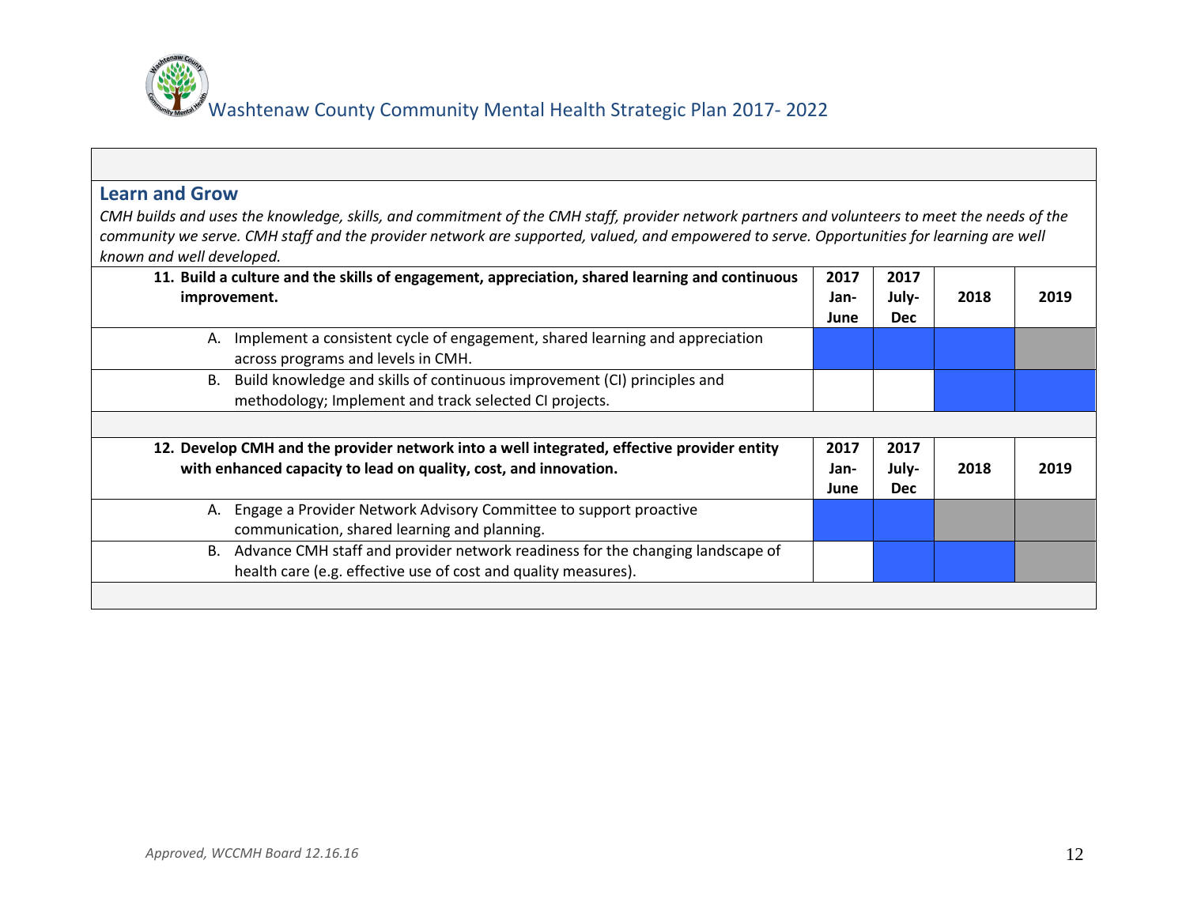## Learn and Grow

*CMH builds and uses the knowledge, skills, and commitment of the CMH staff, provider network partners and volunteers to meet the needs of the community we serve. CMH staff and the provider network are supported, valued, and empowered to serve. Opportunities for learning are well known and well developed.*

| **11. Build a culture and the skills of engagement, appreciation, shared learning and continuous improvement.** | **2017 Jan-June** | **2017 July-Dec** | **2018** | **2019** |
|---|---|---|---|---|
| A. Implement a consistent cycle of engagement, shared learning and appreciation across programs and levels in CMH. | | | | |
| B. Build knowledge and skills of continuous improvement (CI) principles and methodology; Implement and track selected CI projects. | | | | |

| **12. Develop CMH and the provider network into a well integrated, effective provider entity with enhanced capacity to lead on quality, cost, and innovation.** | **2017 Jan-June** | **2017 July-Dec** | **2018** | **2019** |
|---|---|---|---|---|
| A. Engage a Provider Network Advisory Committee to support proactive communication, shared learning and planning. | | | | |
| B. Advance CMH staff and provider network readiness for the changing landscape of health care (e.g. effective use of cost and quality measures). | | | | |

*Approved, WCCMH Board 12.16.16*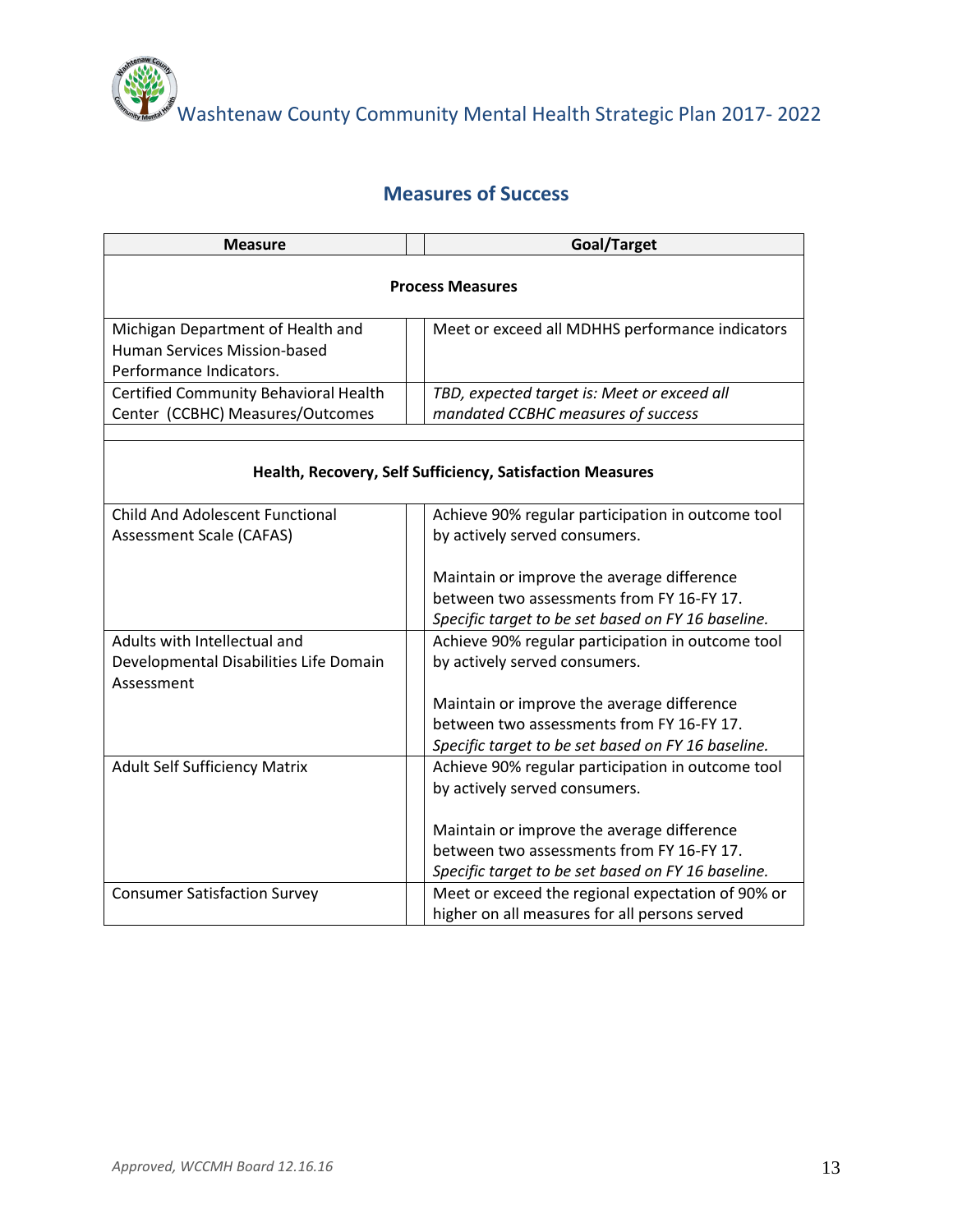## Measures of Success

| Measure | Goal/Target |
|---|---|
| **Process Measures** | |
| Michigan Department of Health and Human Services Mission-based Performance Indicators. | Meet or exceed all MDHHS performance indicators |
| Certified Community Behavioral Health Center (CCBHC) Measures/Outcomes | *TBD, expected target is: Meet or exceed all mandated CCBHC measures of success* |
| **Health, Recovery, Self Sufficiency, Satisfaction Measures** | |
| Child And Adolescent Functional Assessment Scale (CAFAS) | Achieve 90% regular participation in outcome tool by actively served consumers.<br><br>Maintain or improve the average difference between two assessments from FY 16-FY 17. *Specific target to be set based on FY 16 baseline.* |
| Adults with Intellectual and Developmental Disabilities Life Domain Assessment | Achieve 90% regular participation in outcome tool by actively served consumers.<br><br>Maintain or improve the average difference between two assessments from FY 16-FY 17. *Specific target to be set based on FY 16 baseline.* |
| Adult Self Sufficiency Matrix | Achieve 90% regular participation in outcome tool by actively served consumers.<br><br>Maintain or improve the average difference between two assessments from FY 16-FY 17. *Specific target to be set based on FY 16 baseline.* |
| Consumer Satisfaction Survey | Meet or exceed the regional expectation of 90% or higher on all measures for all persons served |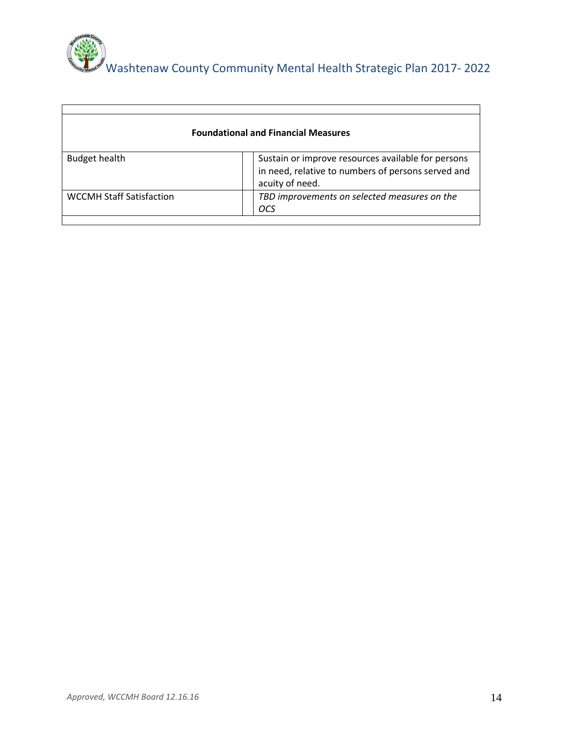| Foundational and Financial Measures | | |
|---|---|---|
| Budget health | | Sustain or improve resources available for persons in need, relative to numbers of persons served and acuity of need. |
| WCCMH Staff Satisfaction | | *TBD improvements on selected measures on the OCS* |

*Approved, WCCMH Board 12.16.16*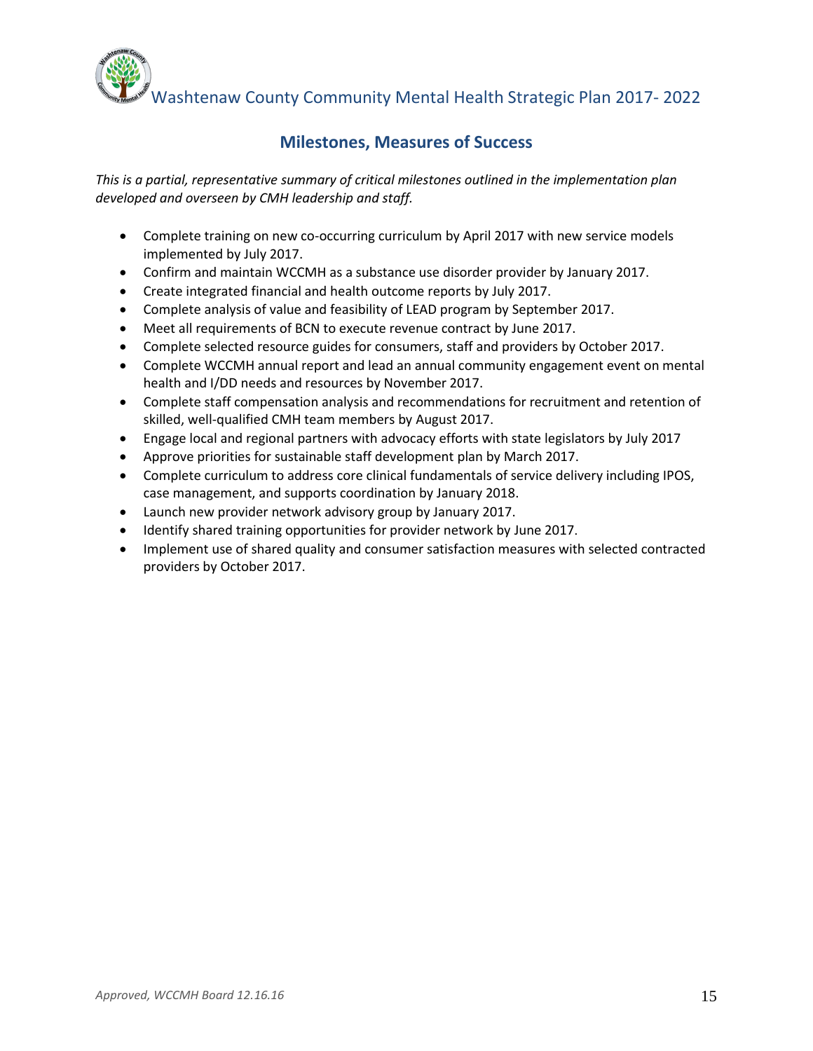## Milestones, Measures of Success

*This is a partial, representative summary of critical milestones outlined in the implementation plan developed and overseen by CMH leadership and staff.*

- Complete training on new co-occurring curriculum by April 2017 with new service models implemented by July 2017.
- Confirm and maintain WCCMH as a substance use disorder provider by January 2017.
- Create integrated financial and health outcome reports by July 2017.
- Complete analysis of value and feasibility of LEAD program by September 2017.
- Meet all requirements of BCN to execute revenue contract by June 2017.
- Complete selected resource guides for consumers, staff and providers by October 2017.
- Complete WCCMH annual report and lead an annual community engagement event on mental health and I/DD needs and resources by November 2017.
- Complete staff compensation analysis and recommendations for recruitment and retention of skilled, well-qualified CMH team members by August 2017.
- Engage local and regional partners with advocacy efforts with state legislators by July 2017
- Approve priorities for sustainable staff development plan by March 2017.
- Complete curriculum to address core clinical fundamentals of service delivery including IPOS, case management, and supports coordination by January 2018.
- Launch new provider network advisory group by January 2017.
- Identify shared training opportunities for provider network by June 2017.
- Implement use of shared quality and consumer satisfaction measures with selected contracted providers by October 2017.